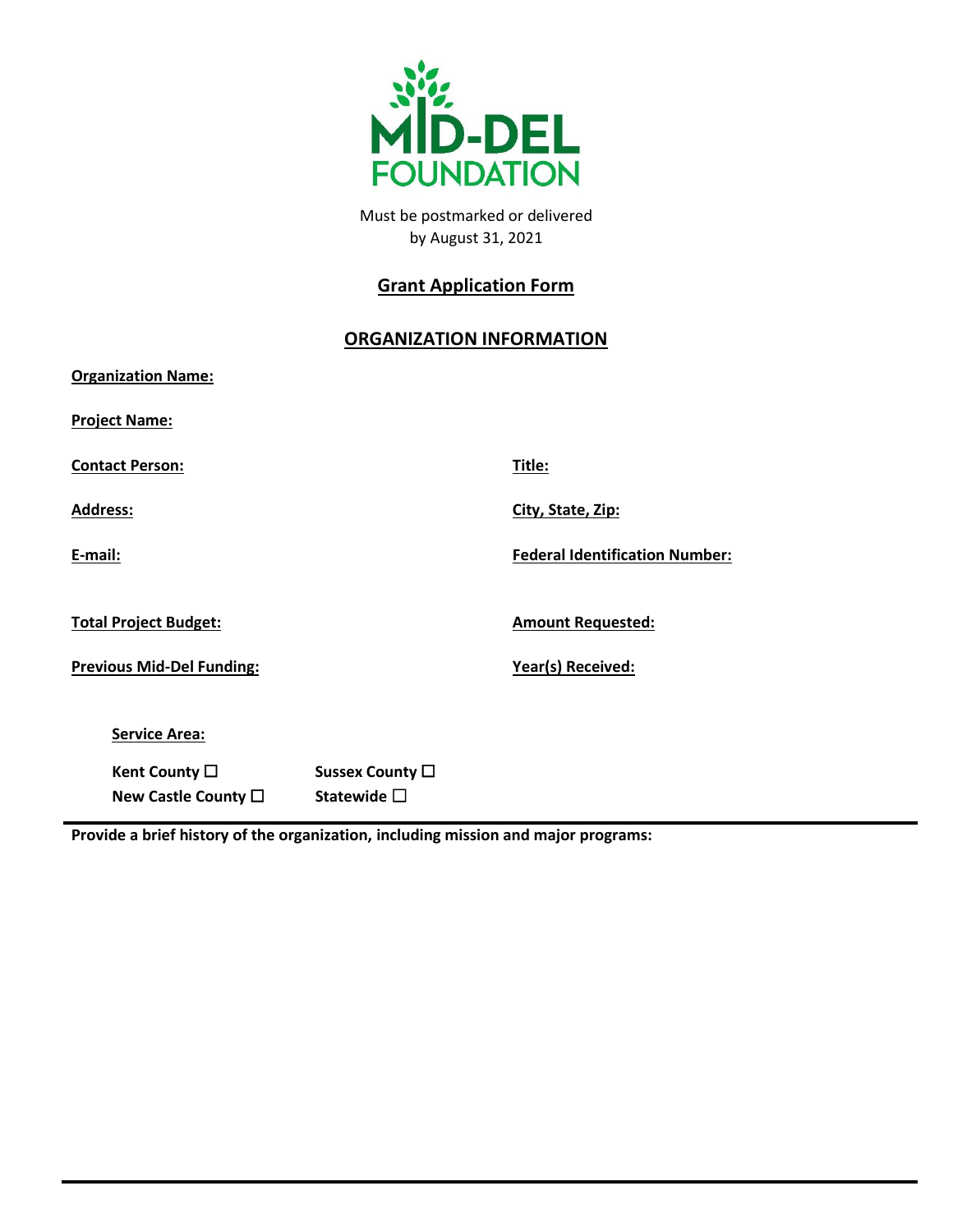MID-DEL FOUNDATION

Must be postmarked or delivered
by August 31, 2021

## Grant Application Form

## ORGANIZATION INFORMATION

**Organization Name:**

**Project Name:**

**Contact Person:** **Title:**

**Address:** **City, State, Zip:**

**E-mail:** **Federal Identification Number:**

**Total Project Budget:** **Amount Requested:**

**Previous Mid-Del Funding:** **Year(s) Received:**

**Service Area:**

**Kent County** ☐ **Sussex County** ☐
**New Castle County** ☐ **Statewide** ☐

**Provide a brief history of the organization, including mission and major programs:**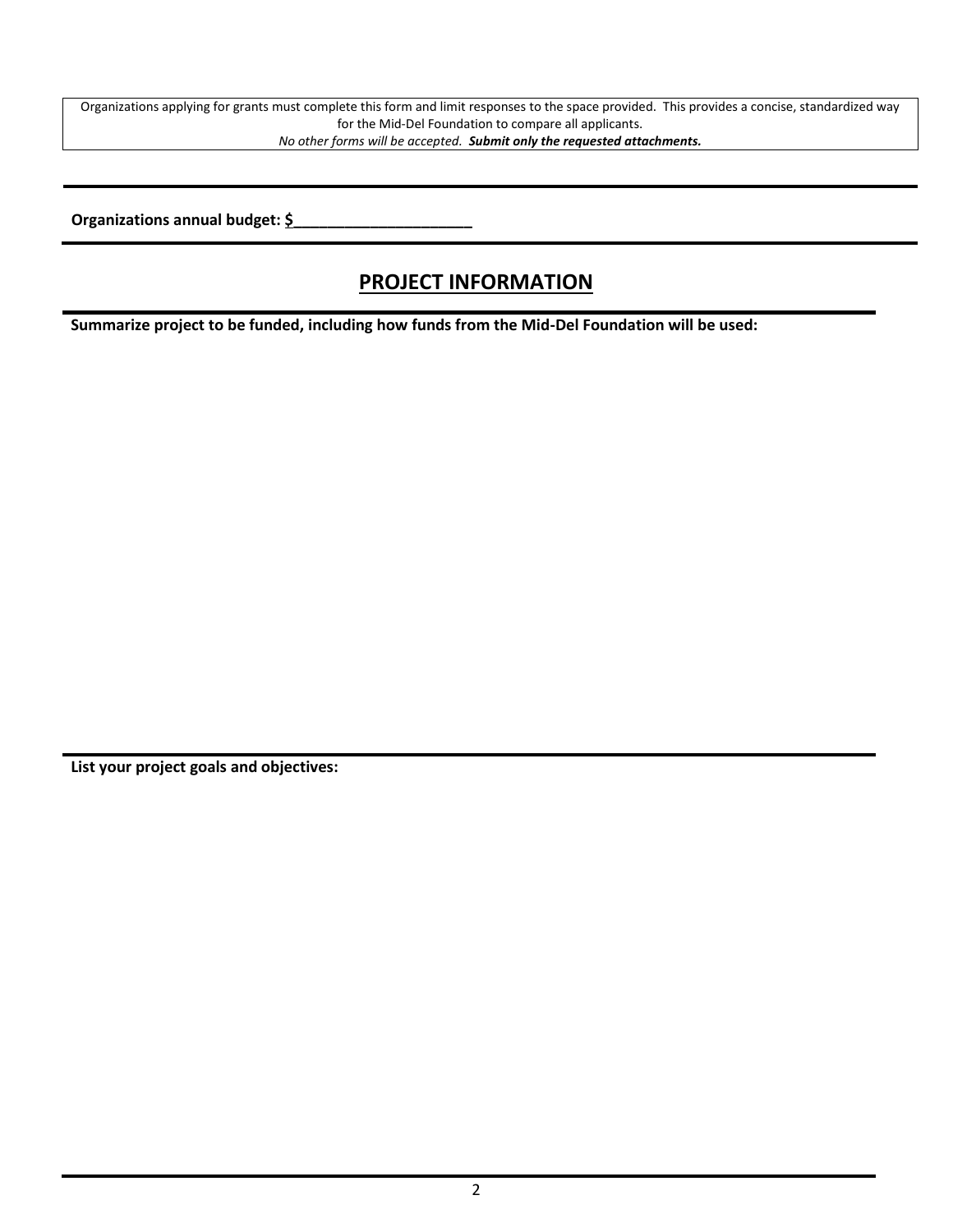Organizations applying for grants must complete this form and limit responses to the space provided. This provides a concise, standardized way for the Mid-Del Foundation to compare all applicants.
*No other forms will be accepted.* ***Submit only the requested attachments.***

---

**Organizations annual budget: $____________________**

---

## PROJECT INFORMATION

**Summarize project to be funded, including how funds from the Mid-Del Foundation will be used:**

---

**List your project goals and objectives:**

---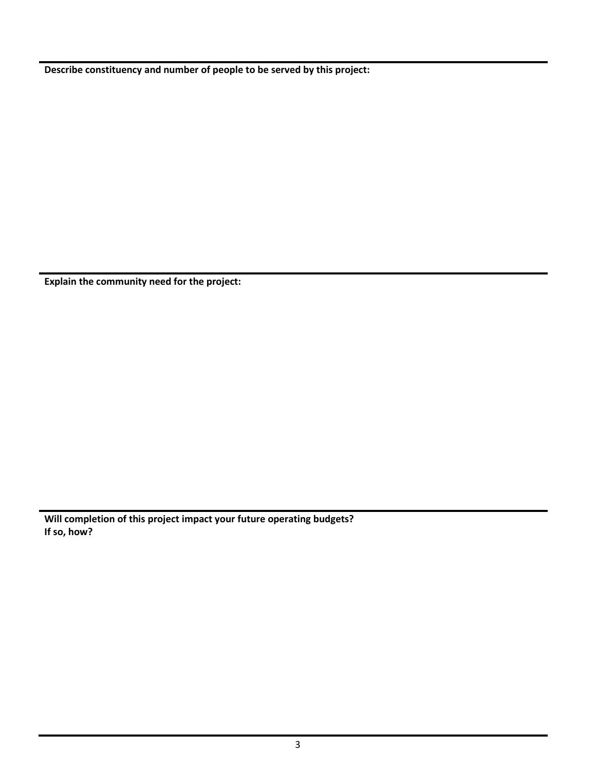**Describe constituency and number of people to be served by this project:**

**Explain the community need for the project:**

**Will completion of this project impact your future operating budgets?**
**If so, how?**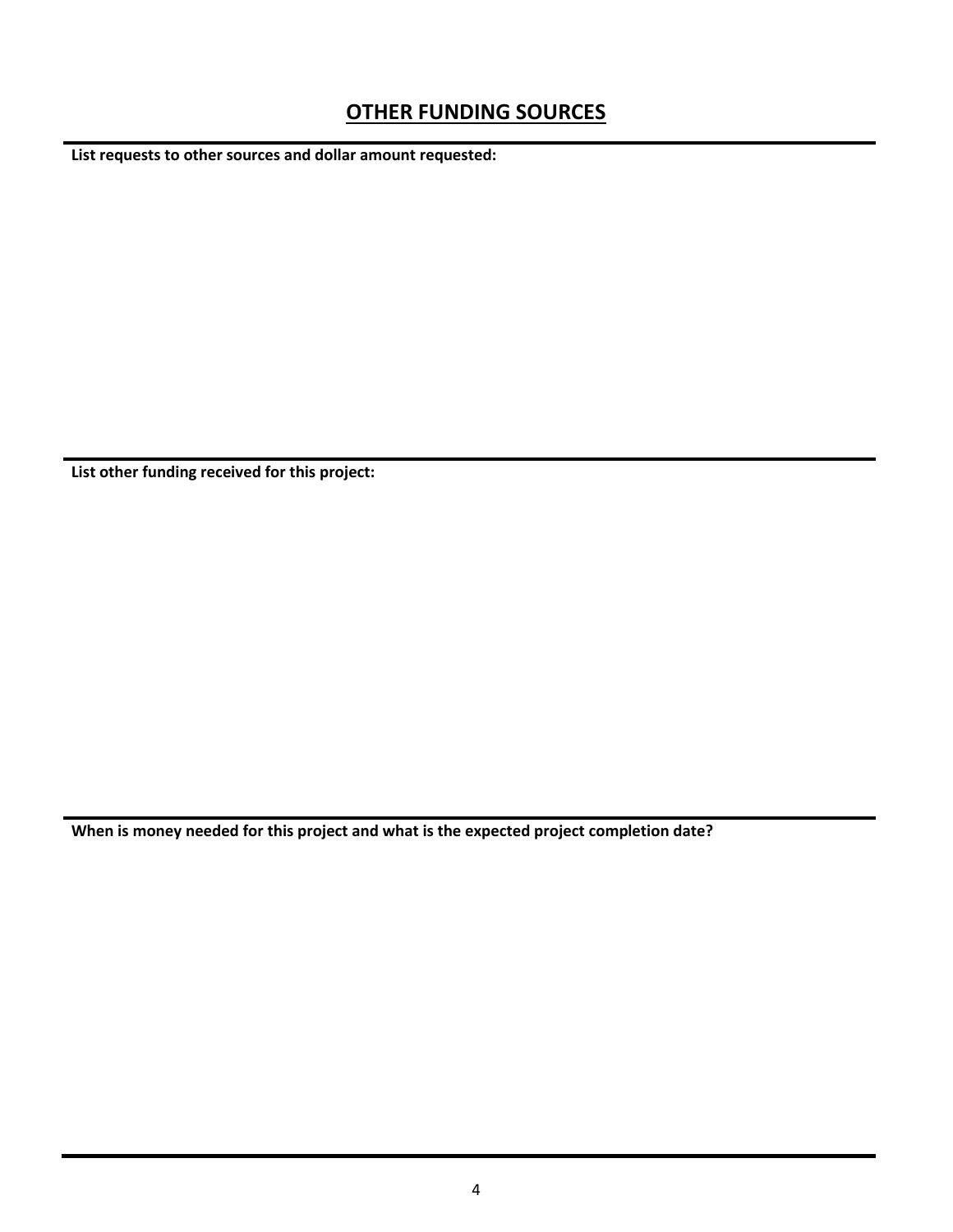## OTHER FUNDING SOURCES

**List requests to other sources and dollar amount requested:**

**List other funding received for this project:**

**When is money needed for this project and what is the expected project completion date?**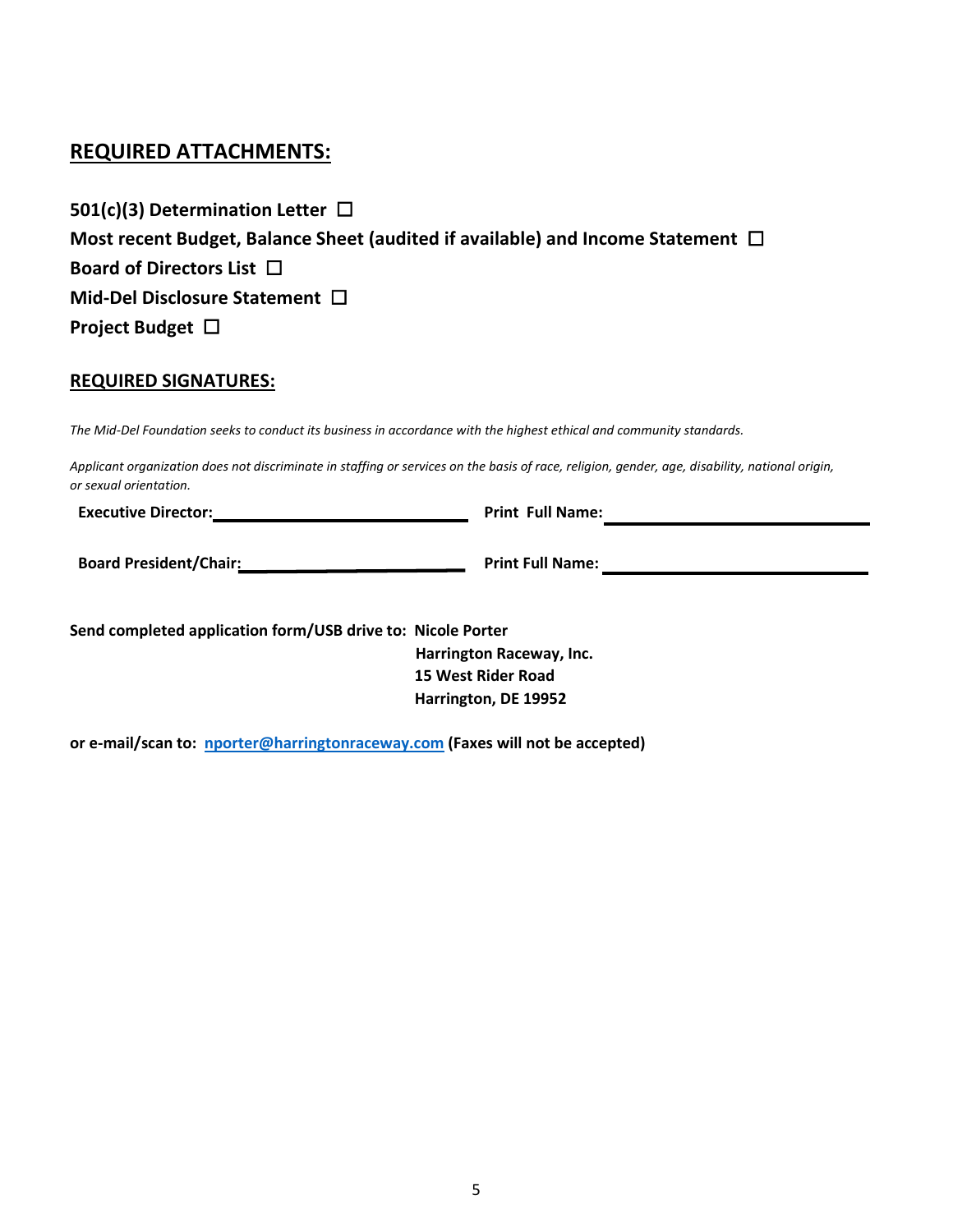## REQUIRED ATTACHMENTS:

**501(c)(3) Determination Letter ☐**

**Most recent Budget, Balance Sheet (audited if available) and Income Statement ☐**

**Board of Directors List ☐**

**Mid-Del Disclosure Statement ☐**

**Project Budget ☐**

## REQUIRED SIGNATURES:

*The Mid-Del Foundation seeks to conduct its business in accordance with the highest ethical and community standards.*

*Applicant organization does not discriminate in staffing or services on the basis of race, religion, gender, age, disability, national origin, or sexual orientation.*

**Executive Director:** ______________________________ **Print Full Name:** ______________________________

**Board President/Chair:** ___________________________ **Print Full Name:** ______________________________

**Send completed application form/USB drive to: Nicole Porter**
**Harrington Raceway, Inc.**
**15 West Rider Road**
**Harrington, DE 19952**

**or e-mail/scan to: nporter@harringtonraceway.com (Faxes will not be accepted)**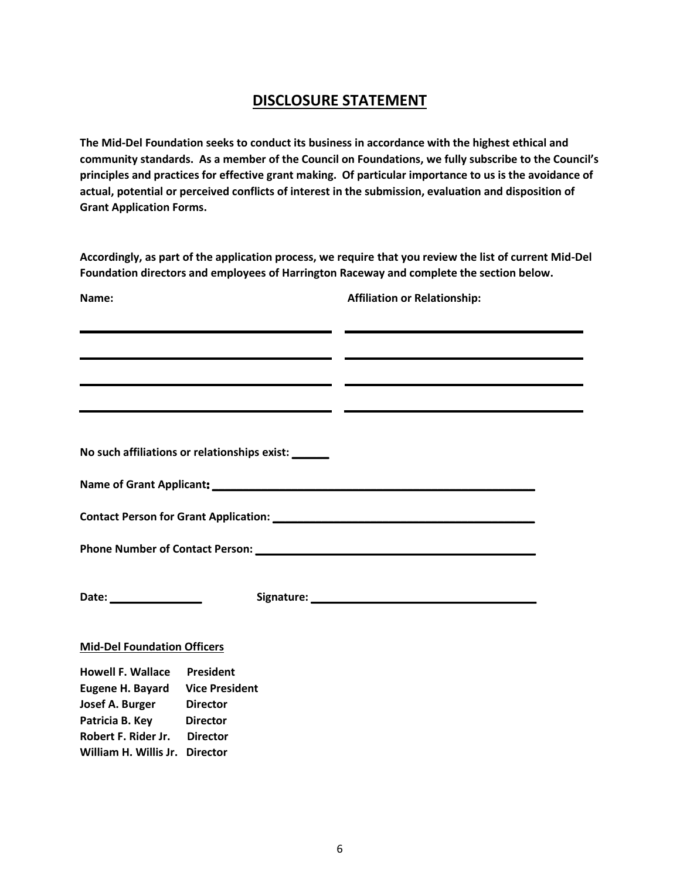# DISCLOSURE STATEMENT

**The Mid-Del Foundation seeks to conduct its business in accordance with the highest ethical and community standards. As a member of the Council on Foundations, we fully subscribe to the Council's principles and practices for effective grant making. Of particular importance to us is the avoidance of actual, potential or perceived conflicts of interest in the submission, evaluation and disposition of Grant Application Forms.**

**Accordingly, as part of the application process, we require that you review the list of current Mid-Del Foundation directors and employees of Harrington Raceway and complete the section below.**

| **Name:** | **Affiliation or Relationship:** |
| --- | --- |
| ______________________________ | ______________________________ |
| ______________________________ | ______________________________ |
| ______________________________ | ______________________________ |
| ______________________________ | ______________________________ |

**No such affiliations or relationships exist: ______**

**Name of Grant Applicant: ________________________________________**

**Contact Person for Grant Application: ________________________________**

**Phone Number of Contact Person: ___________________________________**

**Date: ____________** **Signature: ______________________________**

**Mid-Del Foundation Officers**

| | |
| --- | --- |
| **Howell F. Wallace** | **President** |
| **Eugene H. Bayard** | **Vice President** |
| **Josef A. Burger** | **Director** |
| **Patricia B. Key** | **Director** |
| **Robert F. Rider Jr.** | **Director** |
| **William H. Willis Jr.** | **Director** |